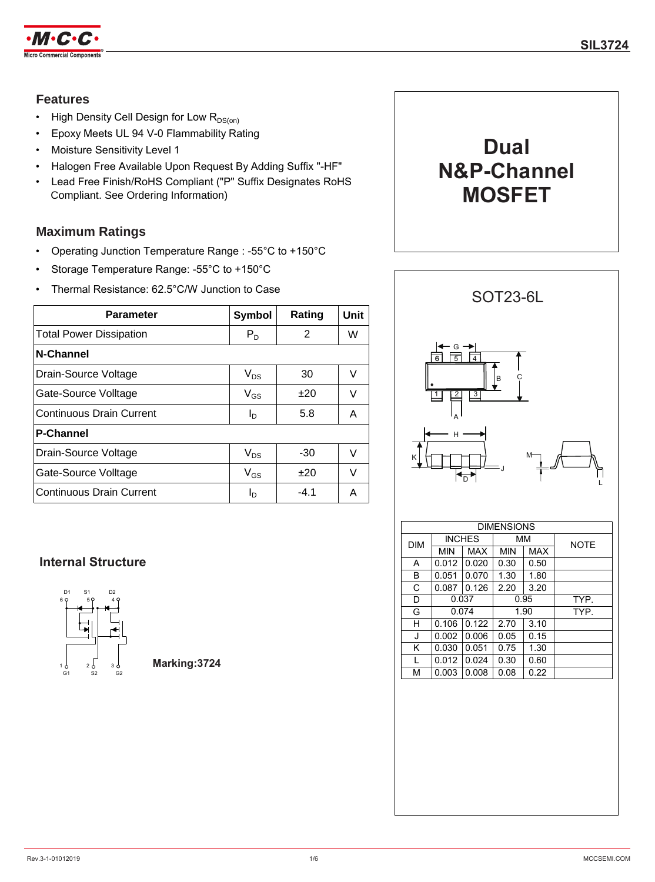# Dual N&P-Channel MOSFET

## Features

- High Density Cell Design for Low $R_{DS(on)}$
- Epoxy Meets UL 94 V-0 Flammability Rating
- Moisture Sensitivity Level 1
- Halogen Free Available Upon Request By Adding Suffix "-HF"
- Lead Free Finish/RoHS Compliant ("P" Suffix Designates RoHS Compliant. See Ordering Information)

## Maximum Ratings

- Operating Junction Temperature Range : -55°C to +150°C
- Storage Temperature Range: -55°C to +150°C
- Thermal Resistance: 62.5°C/W Junction to Case

| Parameter | Symbol | Rating | Unit |
|---|---|---|---|
| Total Power Dissipation | $P_D$ | 2 | W |
| **N-Channel** | | | |
| Drain-Source Voltage | $V_{DS}$ | 30 | V |
| Gate-Source Volltage | $V_{GS}$ | ±20 | V |
| Continuous Drain Current | $I_D$ | 5.8 | A |
| **P-Channel** | | | |
| Drain-Source Voltage | $V_{DS}$ | -30 | V |
| Gate-Source Volltage | $V_{GS}$ | ±20 | V |
| Continuous Drain Current | $I_D$ | -4.1 | A |

## Internal Structure

D1 S1 D2
6 5 4

1 2 3
G1 S2 G2

**Marking:3724**

## SOT23-6L

| DIM | INCHES | | MM | | NOTE |
|---|---|---|---|---|---|
| | MIN | MAX | MIN | MAX | |
| A | 0.012 | 0.020 | 0.30 | 0.50 | |
| B | 0.051 | 0.070 | 1.30 | 1.80 | |
| C | 0.087 | 0.126 | 2.20 | 3.20 | |
| D | 0.037 | | 0.95 | | TYP. |
| G | 0.074 | | 1.90 | | TYP. |
| H | 0.106 | 0.122 | 2.70 | 3.10 | |
| J | 0.002 | 0.006 | 0.05 | 0.15 | |
| K | 0.030 | 0.051 | 0.75 | 1.30 | |
| L | 0.012 | 0.024 | 0.30 | 0.60 | |
| M | 0.003 | 0.008 | 0.08 | 0.22 | |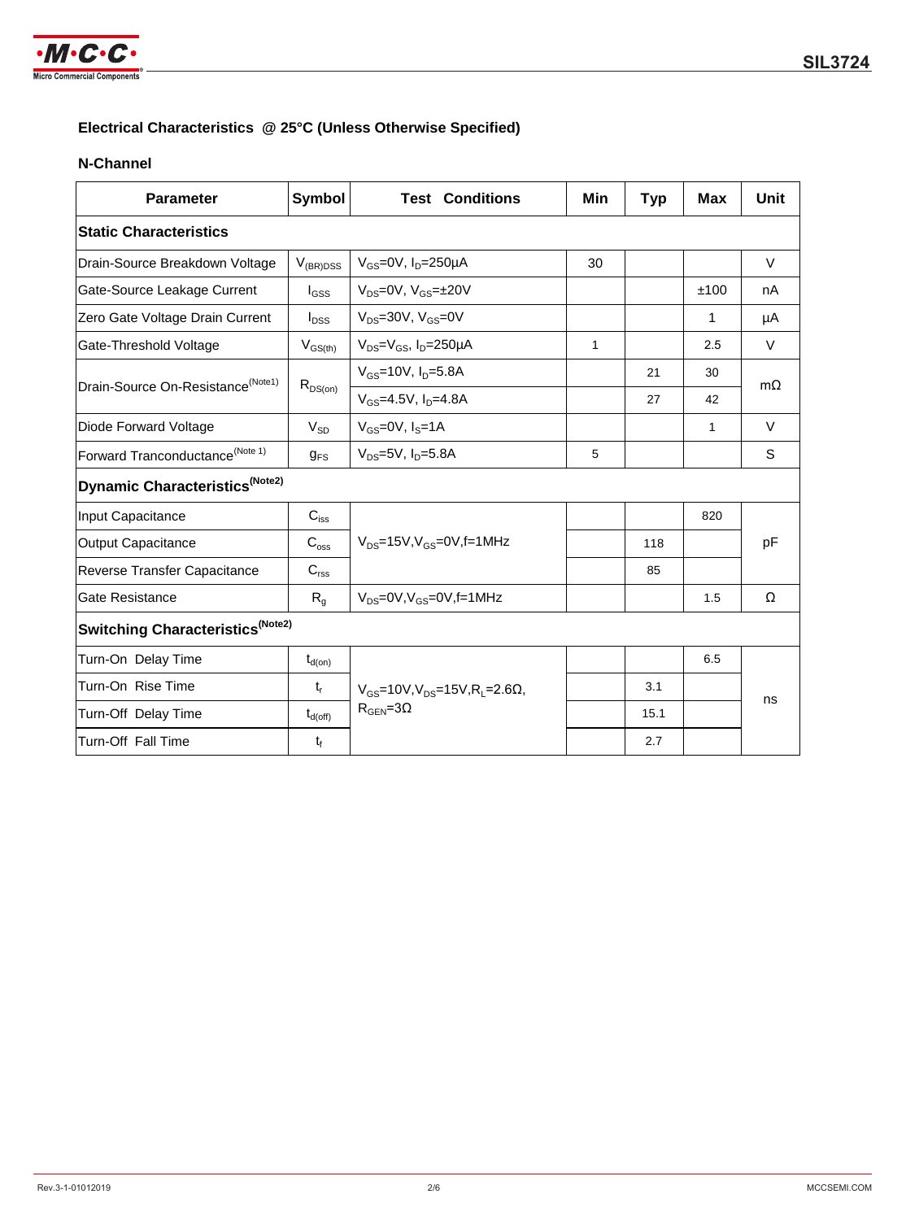## Electrical Characteristics @ 25°C (Unless Otherwise Specified)

### N-Channel

| Parameter | Symbol | Test Conditions | Min | Typ | Max | Unit |
|---|---|---|---|---|---|---|
| **Static Characteristics** | | | | | | |
| Drain-Source Breakdown Voltage | $V_{(BR)DSS}$ | $V_{GS}$=0V, $I_D$=250μA | 30 | | | V |
| Gate-Source Leakage Current | $I_{GSS}$ | $V_{DS}$=0V, $V_{GS}$=±20V | | | ±100 | nA |
| Zero Gate Voltage Drain Current | $I_{DSS}$ | $V_{DS}$=30V, $V_{GS}$=0V | | | 1 | μA |
| Gate-Threshold Voltage | $V_{GS(th)}$ | $V_{DS}$=$V_{GS}$, $I_D$=250μA | 1 | | 2.5 | V |
| Drain-Source On-Resistance(Note1) | $R_{DS(on)}$ | $V_{GS}$=10V, $I_D$=5.8A | | 21 | 30 | mΩ |
| | | $V_{GS}$=4.5V, $I_D$=4.8A | | 27 | 42 | |
| Diode Forward Voltage | $V_{SD}$ | $V_{GS}$=0V, $I_S$=1A | | | 1 | V |
| Forward Tranconductance(Note 1) | $g_{FS}$ | $V_{DS}$=5V, $I_D$=5.8A | 5 | | | S |
| **Dynamic Characteristics(Note2)** | | | | | | |
| Input Capacitance | $C_{iss}$ | $V_{DS}$=15V,$V_{GS}$=0V,f=1MHz | | | 820 | pF |
| Output Capacitance | $C_{oss}$ | | | 118 | | |
| Reverse Transfer Capacitance | $C_{rss}$ | | | 85 | | |
| Gate Resistance | $R_g$ | $V_{DS}$=0V,$V_{GS}$=0V,f=1MHz | | | 1.5 | Ω |
| **Switching Characteristics(Note2)** | | | | | | |
| Turn-On Delay Time | $t_{d(on)}$ | $V_{GS}$=10V,$V_{DS}$=15V,$R_L$=2.6Ω, $R_{GEN}$=3Ω | | | 6.5 | ns |
| Turn-On Rise Time | $t_r$ | | | 3.1 | | |
| Turn-Off Delay Time | $t_{d(off)}$ | | | 15.1 | | |
| Turn-Off Fall Time | $t_f$ | | | 2.7 | | |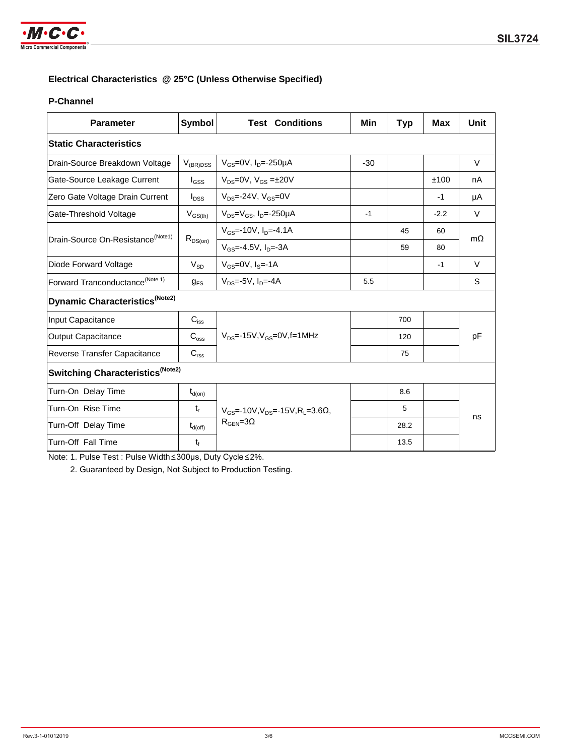## Electrical Characteristics @ 25°C (Unless Otherwise Specified)

### P-Channel

| Parameter | Symbol | Test Conditions | Min | Typ | Max | Unit |
|---|---|---|---|---|---|---|
| **Static Characteristics** | | | | | | |
| Drain-Source Breakdown Voltage | $V_{(BR)DSS}$ | $V_{GS}$=0V, $I_D$=-250μA | -30 | | | V |
| Gate-Source Leakage Current | $I_{GSS}$ | $V_{DS}$=0V, $V_{GS}$ =±20V | | | ±100 | nA |
| Zero Gate Voltage Drain Current | $I_{DSS}$ | $V_{DS}$=-24V, $V_{GS}$=0V | | | -1 | μA |
| Gate-Threshold Voltage | $V_{GS(th)}$ | $V_{DS}$=$V_{GS}$, $I_D$=-250μA | -1 | | -2.2 | V |
| Drain-Source On-Resistance(Note1) | $R_{DS(on)}$ | $V_{GS}$=-10V, $I_D$=-4.1A | | 45 | 60 | mΩ |
| | | $V_{GS}$=-4.5V, $I_D$=-3A | | 59 | 80 | |
| Diode Forward Voltage | $V_{SD}$ | $V_{GS}$=0V, $I_S$=-1A | | | -1 | V |
| Forward Tranconductance(Note 1) | $g_{FS}$ | $V_{DS}$=-5V, $I_D$=-4A | 5.5 | | | S |
| **Dynamic Characteristics(Note2)** | | | | | | |
| Input Capacitance | $C_{iss}$ | $V_{DS}$=-15V,$V_{GS}$=0V,f=1MHz | | 700 | | pF |
| Output Capacitance | $C_{oss}$ | | | 120 | | |
| Reverse Transfer Capacitance | $C_{rss}$ | | | 75 | | |
| **Switching Characteristics(Note2)** | | | | | | |
| Turn-On Delay Time | $t_{d(on)}$ | $V_{GS}$=-10V,$V_{DS}$=-15V,$R_L$=3.6Ω, $R_{GEN}$=3Ω | | 8.6 | | ns |
| Turn-On Rise Time | $t_r$ | | | 5 | | |
| Turn-Off Delay Time | $t_{d(off)}$ | | | 28.2 | | |
| Turn-Off Fall Time | $t_f$ | | | 13.5 | | |

Note: 1. Pulse Test : Pulse Width≤300μs, Duty Cycle≤2%.

2. Guaranteed by Design, Not Subject to Production Testing.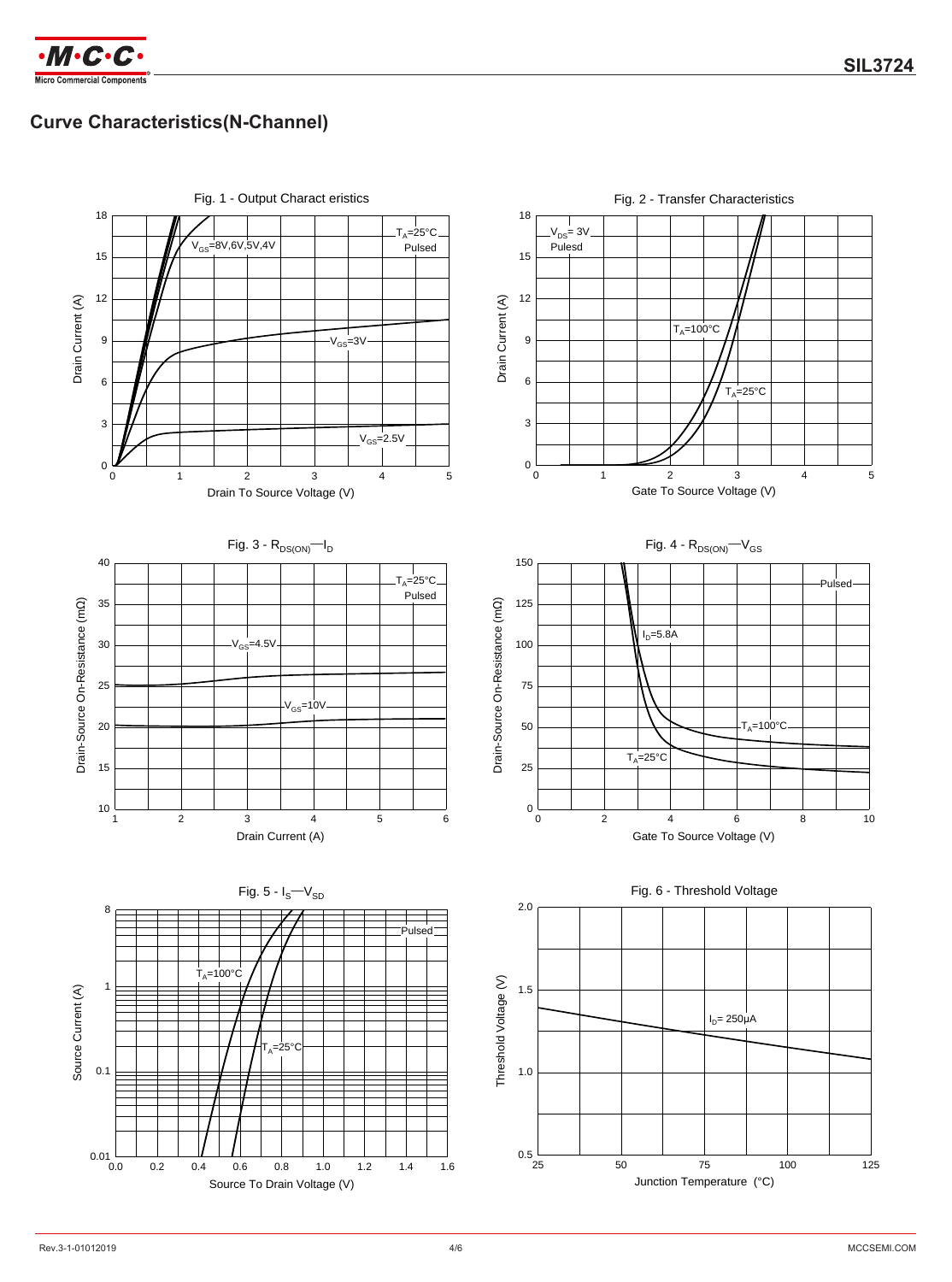## Curve Characteristics(N-Channel)

Fig. 1 - Output Charact eristics

$T_A$=25°C
Pulsed

$V_{GS}$=8V,6V,5V,4V

$V_{GS}$=3V

$V_{GS}$=2.5V

Drain Current (A)

Drain To Source Voltage (V)

Fig. 2 - Transfer Characteristics

$V_{DS}$= 3V
Pulesd

$T_A$=100°C

$T_A$=25°C

Drain Current (A)

Gate To Source Voltage (V)

Fig. 3 - $R_{DS(ON)}$—$I_D$

$T_A$=25°C
Pulsed

$V_{GS}$=4.5V

$V_{GS}$=10V

Drain-Source On-Resistance (mΩ)

Drain Current (A)

Fig. 4 - $R_{DS(ON)}$—$V_{GS}$

Pulsed

$I_D$=5.8A

$T_A$=100°C

$T_A$=25°C

Drain-Source On-Resistance (mΩ)

Gate To Source Voltage (V)

Fig. 5 - $I_S$—$V_{SD}$

Pulsed

$T_A$=100°C

$T_A$=25°C

Source Current (A)

Source To Drain Voltage (V)

Fig. 6 - Threshold Voltage

$I_D$= 250μA

Threshold Voltage (V)

Junction Temperature (°C)

Rev.3-1-01012019

MCCSEMI.COM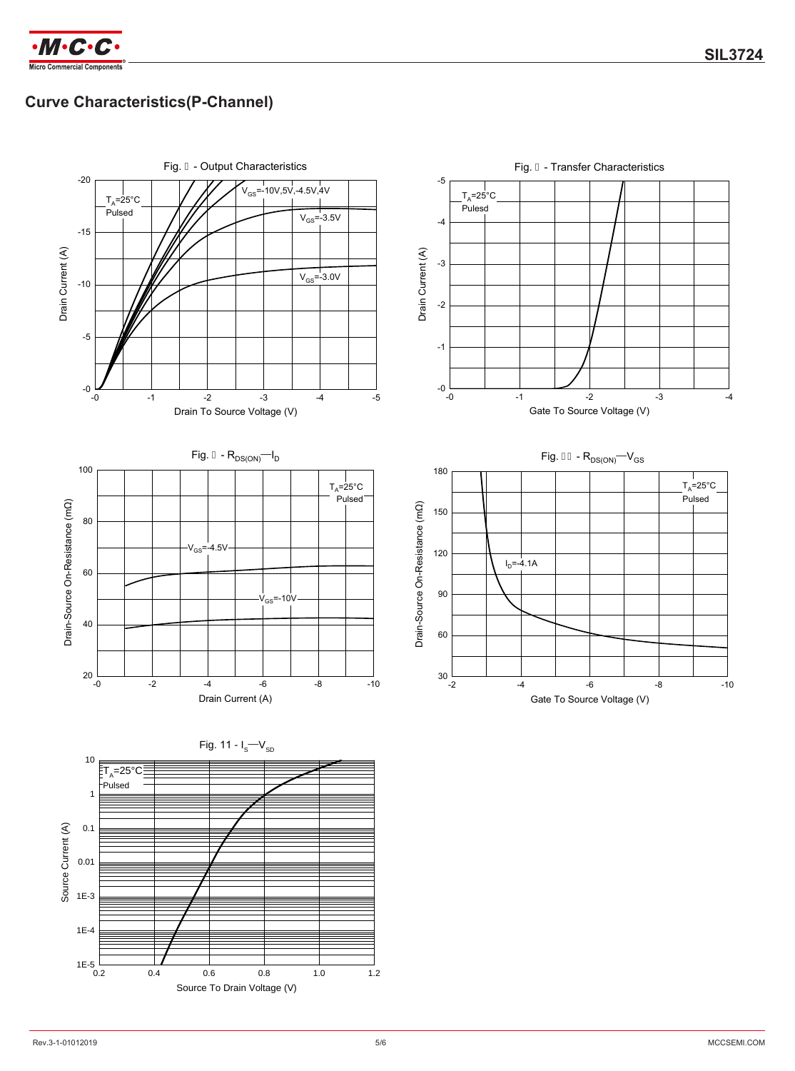## Curve Characteristics(P-Channel)

Fig. 7 - Output Characteristics

$T_A$=25°C
Pulsed

$V_{GS}$=-10V,5V,-4.5V,4V

$V_{GS}$=-3.5V

$V_{GS}$=-3.0V

Drain Current (A)

Drain To Source Voltage (V)

Fig. 8 - Transfer Characteristics

$T_A$=25°C
Pulesd

Drain Current (A)

Gate To Source Voltage (V)

Fig. 9 - $R_{DS(ON)}$—$I_D$

$T_A$=25°C
Pulsed

$V_{GS}$=-4.5V

$V_{GS}$=-10V

Drain-Source On-Resistance (mΩ)

Drain Current (A)

Fig. 10 - $R_{DS(ON)}$—$V_{GS}$

$T_A$=25°C
Pulsed

$I_D$=-4.1A

Drain-Source On-Resistance (mΩ)

Gate To Source Voltage (V)

Fig. 11 - $I_S$—$V_{SD}$

$T_A$=25°C
Pulsed

Source Current (A)

Source To Drain Voltage (V)

Rev.3-1-01012019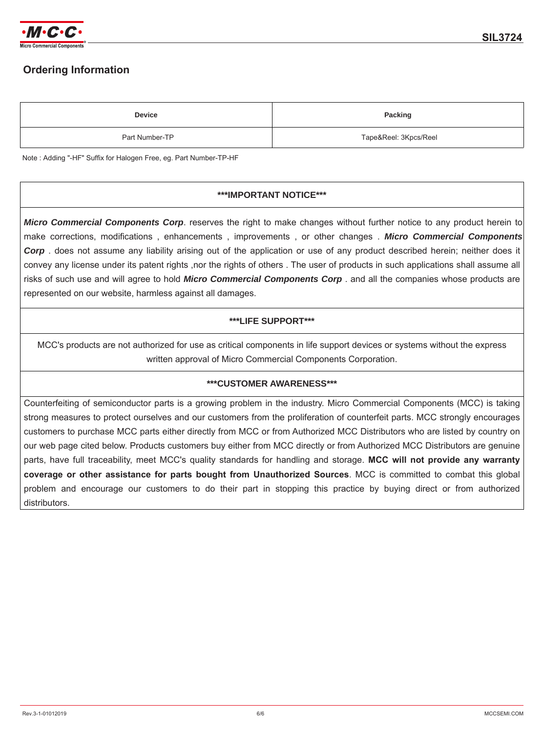## Ordering Information

| Device | Packing |
|---|---|
| Part Number-TP | Tape&Reel: 3Kpcs/Reel |

Note : Adding "-HF" Suffix for Halogen Free, eg. Part Number-TP-HF

**\*\*\*IMPORTANT NOTICE\*\*\***

***Micro Commercial Components Corp***. reserves the right to make changes without further notice to any product herein to make corrections, modifications , enhancements , improvements , or other changes . ***Micro Commercial Components Corp*** . does not assume any liability arising out of the application or use of any product described herein; neither does it convey any license under its patent rights ,nor the rights of others . The user of products in such applications shall assume all risks of such use and will agree to hold ***Micro Commercial Components Corp*** . and all the companies whose products are represented on our website, harmless against all damages.

**\*\*\*LIFE SUPPORT\*\*\***

MCC's products are not authorized for use as critical components in life support devices or systems without the express written approval of Micro Commercial Components Corporation.

**\*\*\*CUSTOMER AWARENESS\*\*\***

Counterfeiting of semiconductor parts is a growing problem in the industry. Micro Commercial Components (MCC) is taking strong measures to protect ourselves and our customers from the proliferation of counterfeit parts. MCC strongly encourages customers to purchase MCC parts either directly from MCC or from Authorized MCC Distributors who are listed by country on our web page cited below. Products customers buy either from MCC directly or from Authorized MCC Distributors are genuine parts, have full traceability, meet MCC's quality standards for handling and storage. **MCC will not provide any warranty coverage or other assistance for parts bought from Unauthorized Sources**. MCC is committed to combat this global problem and encourage our customers to do their part in stopping this practice by buying direct or from authorized distributors.